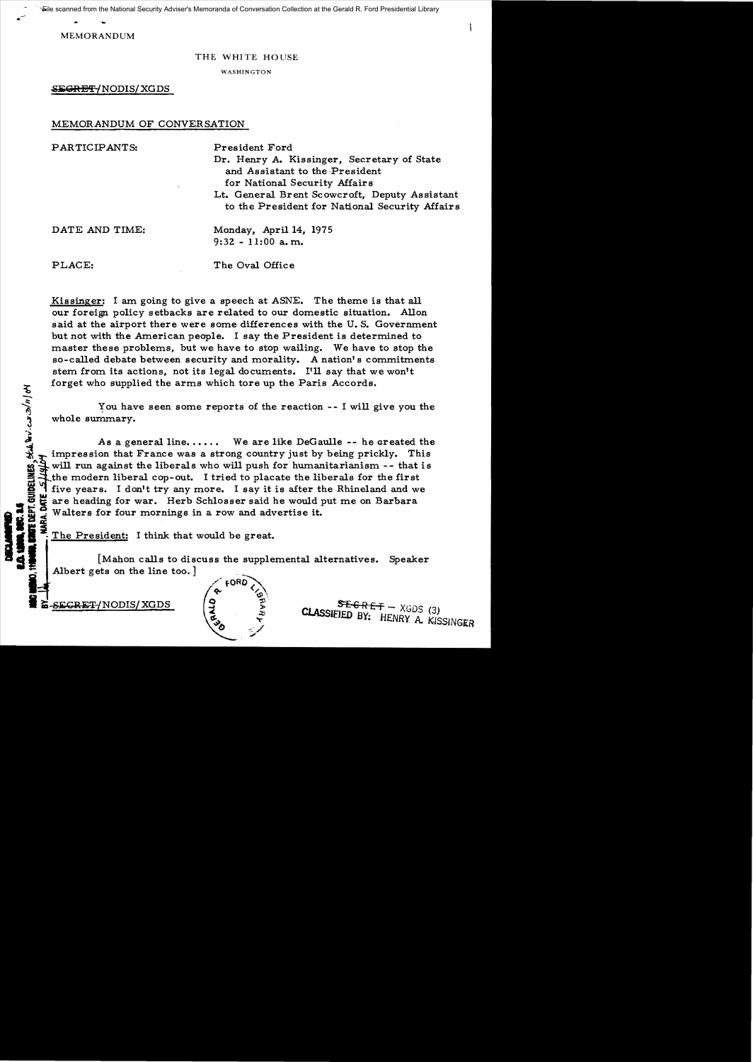MEMORANDUM

THE WHITE HOUSE

WASHINGTON

~~SECRET~~/NODIS/XGDS

MEMORANDUM OF CONVERSATION

PARTICIPANTS: President Ford
Dr. Henry A. Kissinger, Secretary of State and Assistant to the President for National Security Affairs
Lt. General Brent Scowcroft, Deputy Assistant to the President for National Security Affairs

DATE AND TIME: Monday, April 14, 1975
9:32 - 11:00 a.m.

PLACE: The Oval Office

Kissinger: I am going to give a speech at ASNE. The theme is that all our foreign policy setbacks are related to our domestic situation. Allon said at the airport there were some differences with the U.S. Government but not with the American people. I say the President is determined to master these problems, but we have to stop wailing. We have to stop the so-called debate between security and morality. A nation's commitments stem from its actions, not its legal documents. I'll say that we won't forget who supplied the arms which tore up the Paris Accords.

You have seen some reports of the reaction -- I will give you the whole summary.

As a general line...... We are like DeGaulle -- he created the impression that France was a strong country just by being prickly. This will run against the liberals who will push for humanitarianism -- that is the modern liberal cop-out. I tried to placate the liberals for the first five years. I don't try any more. I say it is after the Rhineland and we are heading for war. Herb Schlosser said he would put me on Barbara Walters for four mornings in a row and advertise it.

The President: I think that would be great.

[Mahon calls to discuss the supplemental alternatives. Speaker Albert gets on the line too.]

~~SECRET~~/NODIS/XGDS

~~SECRET~~ – XGDS (3)
CLASSIFIED BY: HENRY A. KISSINGER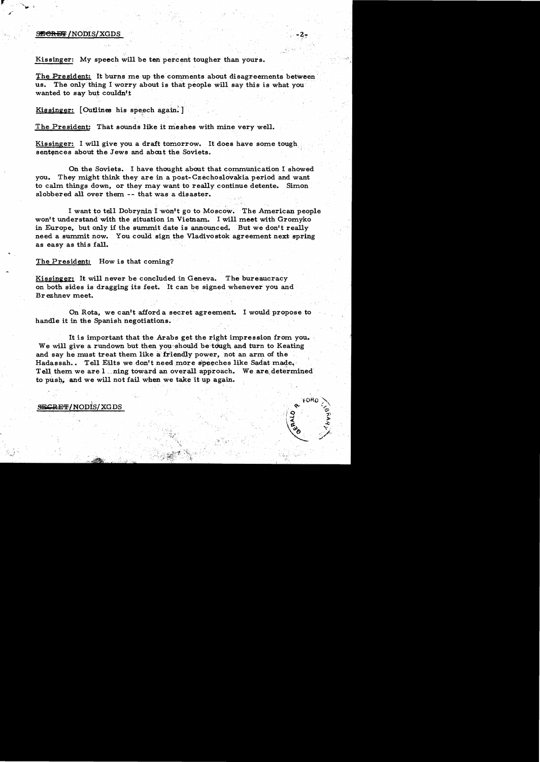Kissinger: My speech will be ten percent tougher than yours.

The President: It burns me up the comments about disagreements between us. The only thing I worry about is that people will say this is what you wanted to say but couldn't

Kissinger: [Outlines his speech again.]

The President: That sounds like it meshes with mine very well.

Kissinger: I will give you a draft tomorrow. It does have some tough sentences about the Jews and about the Soviets.

On the Soviets. I have thought about that communication I showed you. They might think they are in a post-Czechoslovakia period and want to calm things down, or they may want to really continue detente. Simon slobbered all over them -- that was a disaster.

I want to tell Dobrynin I won't go to Moscow. The American people won't understand with the situation in Vietnam. I will meet with Gromyko in Europe, but only if the summit date is announced. But we don't really need a summit now. You could sign the Vladivostok agreement next spring as easy as this fall.

The President: How is that coming?

Kissinger: It will never be concluded in Geneva. The bureaucracy on both sides is dragging its feet. It can be signed whenever you and Brezhnev meet.

On Rota, we can't afford a secret agreement. I would propose to handle it in the Spanish negotiations.

It is important that the Arabs get the right impression from you. We will give a rundown but then you should be tough and turn to Keating and say he must treat them like a friendly power, not an arm of the Hadassah.. Tell Eilts we don't need more speeches like Sadat made. Tell them we are l_ning toward an overall approach. We are determined to push, and we will not fail when we take it up again.

SECRET/NODIS/XGDS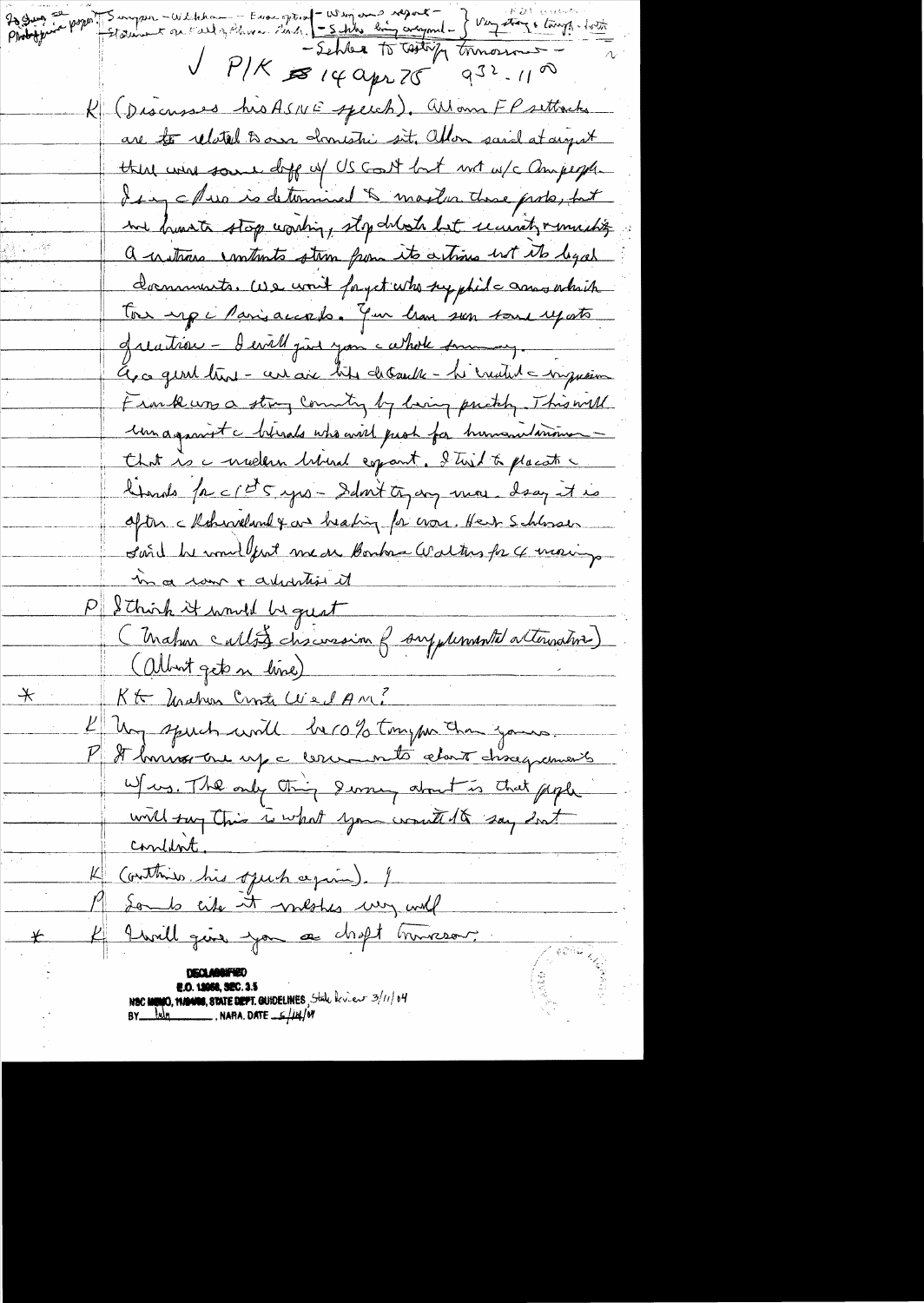So Sheer — paper — Photographic paper } Simpson — Wilkhan — Evac option } — Weyand report — — Statement on Fall of Phnom Penh } — Schles being arrayed — } Very strong & tough — but — — Schles to testify tomorrow —

✓ P/K 14 Apr 75 932-11 00

K (Discusses his ASNE speech). Allow FP setbacks are to related to our domestic sit. Allon said at airport there were some diff w/ US Govt but not w/ the Am people. I say the Pres is determined to master these probs, but we have to stop carping, stop debate but security & unceasing. A nations contents stem from its actions not its legal documents. We won't forget who supplied the arms which tore up the Paris accords. You have seen some reports of reaction — I will give you the whole summary.

Gra good time — we are like de Gaulle — he created the impression France was a strong country by being pushy. This will turn against the liberals who will push for humanitarianism — that is the modern liberal export. I tried to placate the liberals for the 1st 5 yrs — I don't try any more. I say it is after the Rhodesiand & we heading for war. Herb Schlosser said he would put me on Barbara Walters for 4 mornings in a row & advertise it.

P I think it would be great.

(Mahon called — discussion of supplemental alternatives)

(Albert gets on line)

\* K to Mahon Conte Wed AM?

K My speech will be 10% tougher than yours.

P It brings one up the comments about disagreements w/ us. The only thing I worry about is that people will say this is what you wanted to say but couldn't.

K (Continues his speech again).

P Sounds like it meshes very well.

\* K I will give you a draft tomorrow.

DECLASSIFIED
E.O. 12958, SEC. 3.5
NSC MEMO, 11/24/98, STATE DEPT. GUIDELINES, State Review 3/11/04
BY ___ , NARA, DATE 5/14/04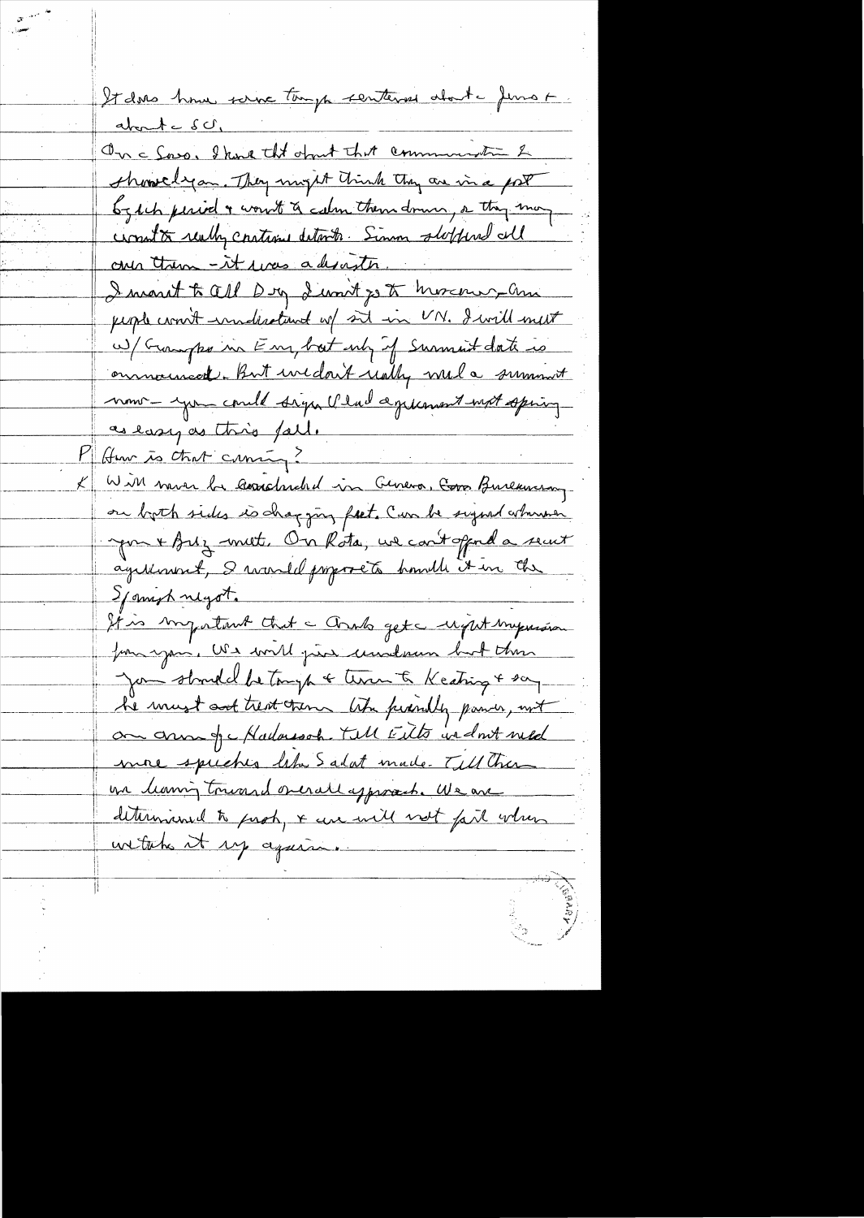It does have some tough sentences about the Jews + about the SU.

On the Soviets, I have thought about that communication to Shevardnadze. They might think they are in a post-Geneva period + want to calm them down, so they may want to really cautious detente. Simon slopped all over them – it was a disaster.

I want to tell Dobrynin I won't go to Moscow – our people won't understand w/ sit in VN. I will meet w/ Gromyko in Europe, but only if summit date is announced. But we don't really need a summit now – you could sign Vlad agreement next spring as easy as this fall.

P How is that coming?

K Will never be concluded in Geneva. Our Bureaucracy on both sides is dragging feet. Can be signed whenever you + Brezhnev meet. On Rota, we can't afford a secret agreement. I would propose to handle it in the Spanish negot.

It is important that the Arabs get the right impression from you. We will give rundown but then you should be tough + turn to Keating + say he must not treat them like friendly power, not an arm of the Hadassah. Tell Eilts we don't need more speeches like Sadat made. Tell them we are leaning toward overall approach. We are determined to push, + we will not fail when we take it up again.